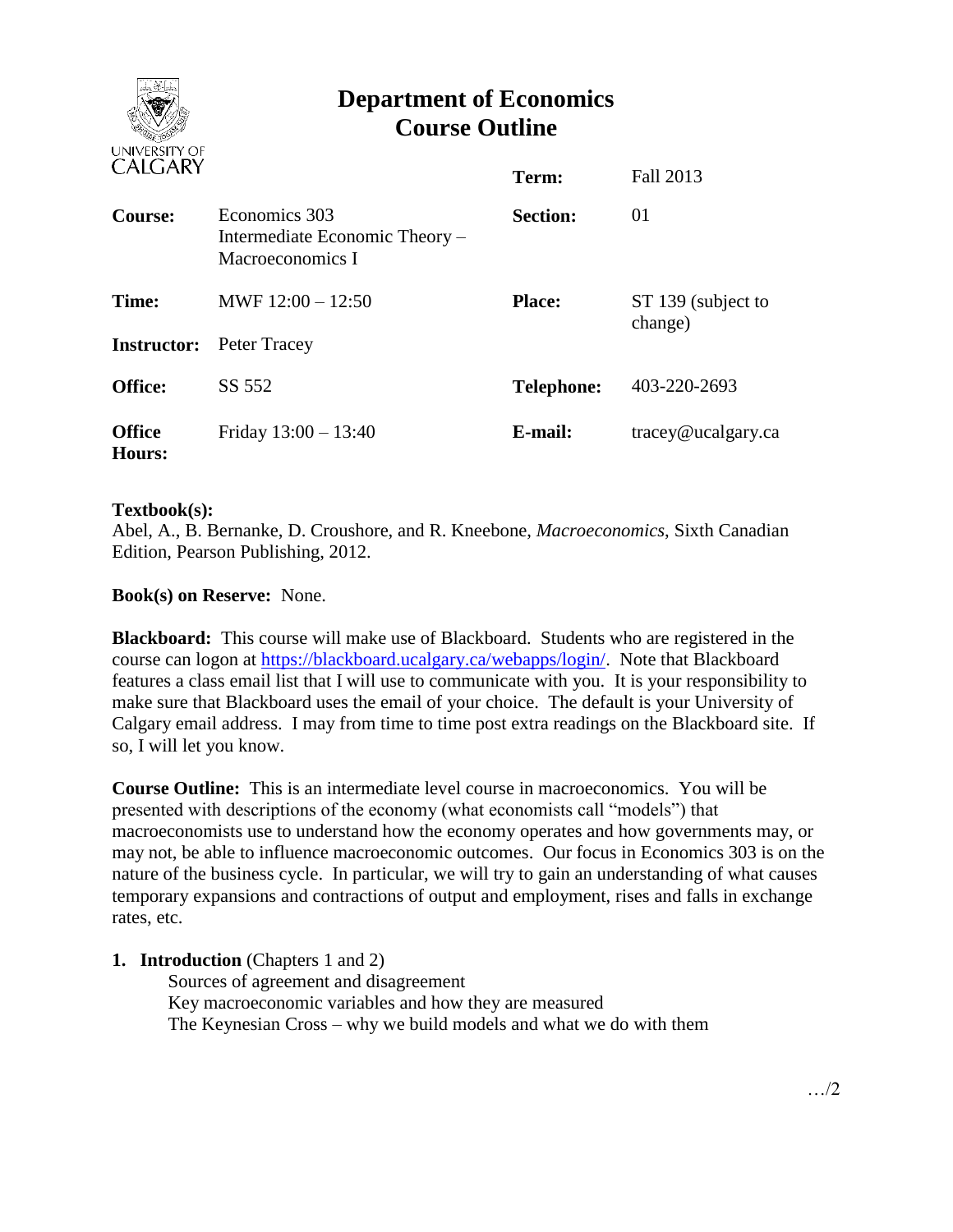# Department of Economics Course Outline

UNIVERSITY OF CALGARY

| | | | |
|---|---|---|---|
| | | **Term:** | Fall 2013 |
| **Course:** | Economics 303 Intermediate Economic Theory – Macroeconomics I | **Section:** | 01 |
| **Time:** | MWF 12:00 – 12:50 | **Place:** | ST 139 (subject to change) |
| **Instructor:** | Peter Tracey | | |
| **Office:** | SS 552 | **Telephone:** | 403-220-2693 |
| **Office Hours:** | Friday 13:00 – 13:40 | **E-mail:** | tracey@ucalgary.ca |

**Textbook(s):**
Abel, A., B. Bernanke, D. Croushore, and R. Kneebone, *Macroeconomics*, Sixth Canadian Edition, Pearson Publishing, 2012.

**Book(s) on Reserve:** None.

**Blackboard:** This course will make use of Blackboard. Students who are registered in the course can logon at https://blackboard.ucalgary.ca/webapps/login/. Note that Blackboard features a class email list that I will use to communicate with you. It is your responsibility to make sure that Blackboard uses the email of your choice. The default is your University of Calgary email address. I may from time to time post extra readings on the Blackboard site. If so, I will let you know.

**Course Outline:** This is an intermediate level course in macroeconomics. You will be presented with descriptions of the economy (what economists call "models") that macroeconomists use to understand how the economy operates and how governments may, or may not, be able to influence macroeconomic outcomes. Our focus in Economics 303 is on the nature of the business cycle. In particular, we will try to gain an understanding of what causes temporary expansions and contractions of output and employment, rises and falls in exchange rates, etc.

1. **Introduction** (Chapters 1 and 2)
   - Sources of agreement and disagreement
   - Key macroeconomic variables and how they are measured
   - The Keynesian Cross – why we build models and what we do with them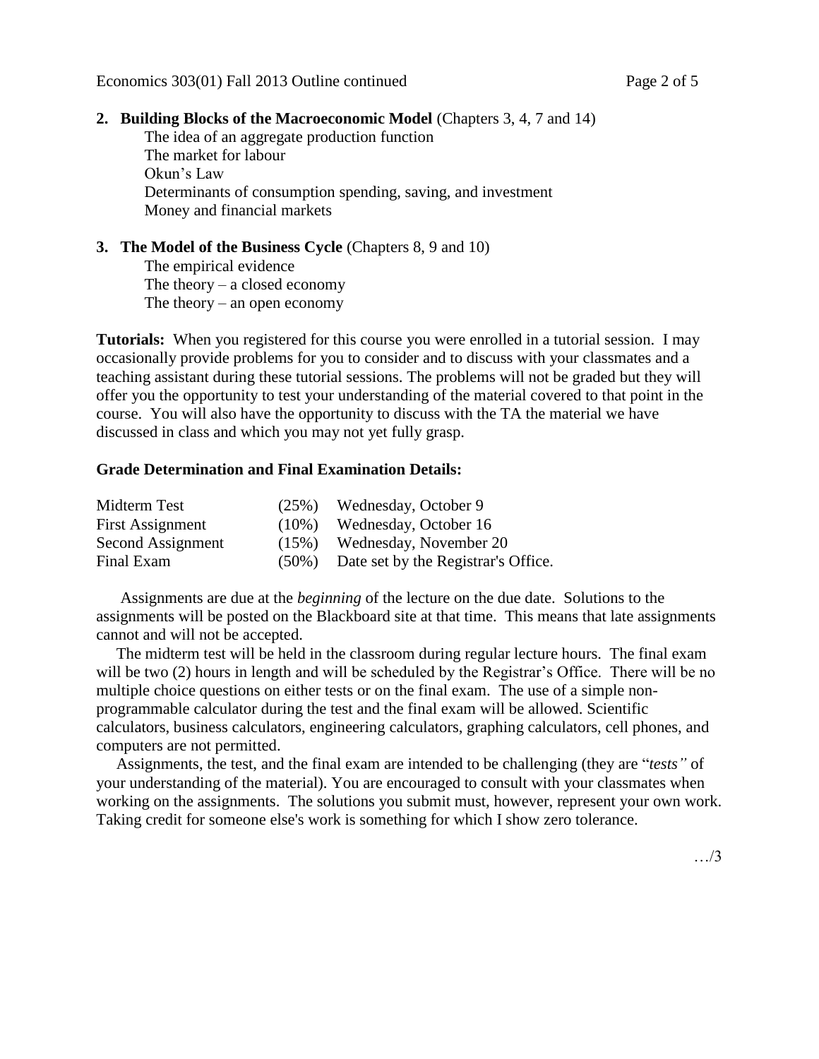**2. Building Blocks of the Macroeconomic Model** (Chapters 3, 4, 7 and 14)

The idea of an aggregate production function
The market for labour
Okun's Law
Determinants of consumption spending, saving, and investment
Money and financial markets

**3. The Model of the Business Cycle** (Chapters 8, 9 and 10)

The empirical evidence
The theory – a closed economy
The theory – an open economy

**Tutorials:** When you registered for this course you were enrolled in a tutorial session. I may occasionally provide problems for you to consider and to discuss with your classmates and a teaching assistant during these tutorial sessions. The problems will not be graded but they will offer you the opportunity to test your understanding of the material covered to that point in the course. You will also have the opportunity to discuss with the TA the material we have discussed in class and which you may not yet fully grasp.

**Grade Determination and Final Examination Details:**

| | | |
|---|---|---|
| Midterm Test | (25%) | Wednesday, October 9 |
| First Assignment | (10%) | Wednesday, October 16 |
| Second Assignment | (15%) | Wednesday, November 20 |
| Final Exam | (50%) | Date set by the Registrar's Office. |

Assignments are due at the *beginning* of the lecture on the due date. Solutions to the assignments will be posted on the Blackboard site at that time. This means that late assignments cannot and will not be accepted.

The midterm test will be held in the classroom during regular lecture hours. The final exam will be two (2) hours in length and will be scheduled by the Registrar's Office. There will be no multiple choice questions on either tests or on the final exam. The use of a simple non-programmable calculator during the test and the final exam will be allowed. Scientific calculators, business calculators, engineering calculators, graphing calculators, cell phones, and computers are not permitted.

Assignments, the test, and the final exam are intended to be challenging (they are "*tests"* of your understanding of the material). You are encouraged to consult with your classmates when working on the assignments. The solutions you submit must, however, represent your own work. Taking credit for someone else's work is something for which I show zero tolerance.

…/3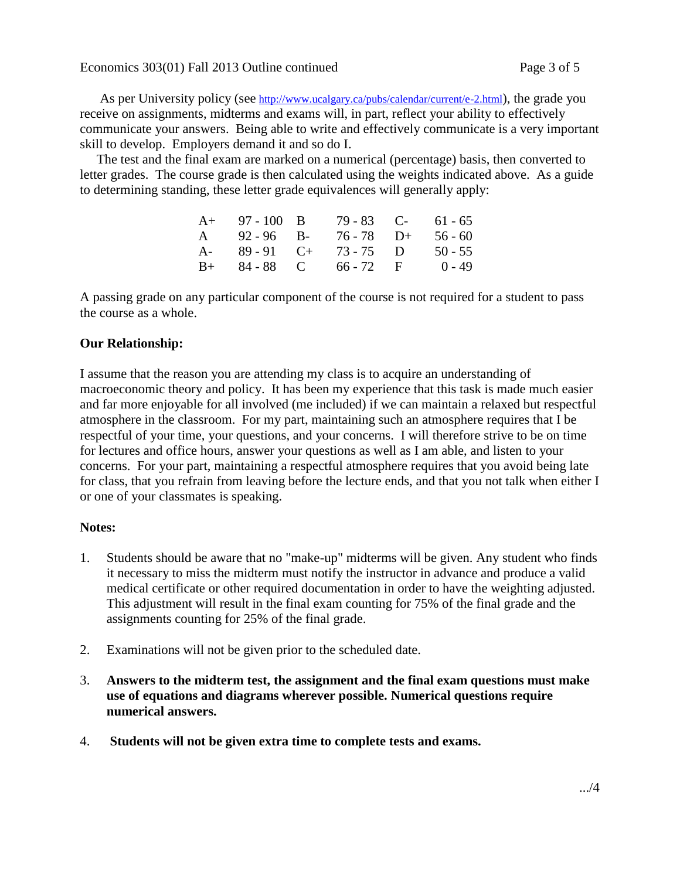As per University policy (see http://www.ucalgary.ca/pubs/calendar/current/e-2.html), the grade you receive on assignments, midterms and exams will, in part, reflect your ability to effectively communicate your answers. Being able to write and effectively communicate is a very important skill to develop. Employers demand it and so do I.

The test and the final exam are marked on a numerical (percentage) basis, then converted to letter grades. The course grade is then calculated using the weights indicated above. As a guide to determining standing, these letter grade equivalences will generally apply:

| | | | | | |
|---|---|---|---|---|---|
| A+ | 97 - 100 | B | 79 - 83 | C- | 61 - 65 |
| A | 92 - 96 | B- | 76 - 78 | D+ | 56 - 60 |
| A- | 89 - 91 | C+ | 73 - 75 | D | 50 - 55 |
| B+ | 84 - 88 | C | 66 - 72 | F | 0 - 49 |

A passing grade on any particular component of the course is not required for a student to pass the course as a whole.

**Our Relationship:**

I assume that the reason you are attending my class is to acquire an understanding of macroeconomic theory and policy. It has been my experience that this task is made much easier and far more enjoyable for all involved (me included) if we can maintain a relaxed but respectful atmosphere in the classroom. For my part, maintaining such an atmosphere requires that I be respectful of your time, your questions, and your concerns. I will therefore strive to be on time for lectures and office hours, answer your questions as well as I am able, and listen to your concerns. For your part, maintaining a respectful atmosphere requires that you avoid being late for class, that you refrain from leaving before the lecture ends, and that you not talk when either I or one of your classmates is speaking.

**Notes:**

1. Students should be aware that no "make-up" midterms will be given. Any student who finds it necessary to miss the midterm must notify the instructor in advance and produce a valid medical certificate or other required documentation in order to have the weighting adjusted. This adjustment will result in the final exam counting for 75% of the final grade and the assignments counting for 25% of the final grade.

2. Examinations will not be given prior to the scheduled date.

3. **Answers to the midterm test, the assignment and the final exam questions must make use of equations and diagrams wherever possible. Numerical questions require numerical answers.**

4. **Students will not be given extra time to complete tests and exams.**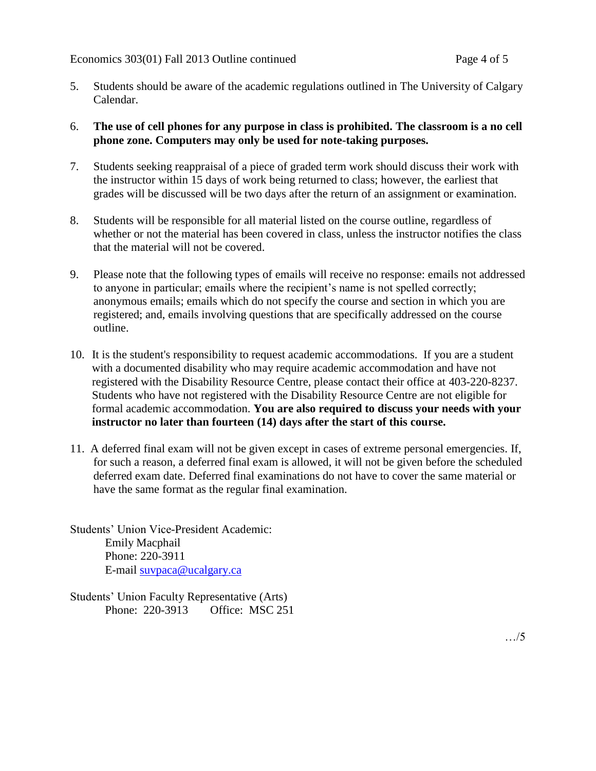5. Students should be aware of the academic regulations outlined in The University of Calgary Calendar.

6. **The use of cell phones for any purpose in class is prohibited. The classroom is a no cell phone zone. Computers may only be used for note-taking purposes.**

7. Students seeking reappraisal of a piece of graded term work should discuss their work with the instructor within 15 days of work being returned to class; however, the earliest that grades will be discussed will be two days after the return of an assignment or examination.

8. Students will be responsible for all material listed on the course outline, regardless of whether or not the material has been covered in class, unless the instructor notifies the class that the material will not be covered.

9. Please note that the following types of emails will receive no response: emails not addressed to anyone in particular; emails where the recipient's name is not spelled correctly; anonymous emails; emails which do not specify the course and section in which you are registered; and, emails involving questions that are specifically addressed on the course outline.

10. It is the student's responsibility to request academic accommodations. If you are a student with a documented disability who may require academic accommodation and have not registered with the Disability Resource Centre, please contact their office at 403-220-8237. Students who have not registered with the Disability Resource Centre are not eligible for formal academic accommodation. **You are also required to discuss your needs with your instructor no later than fourteen (14) days after the start of this course.**

11. A deferred final exam will not be given except in cases of extreme personal emergencies. If, for such a reason, a deferred final exam is allowed, it will not be given before the scheduled deferred exam date. Deferred final examinations do not have to cover the same material or have the same format as the regular final examination.

Students' Union Vice-President Academic:
Emily Macphail
Phone: 220-3911
E-mail suvpaca@ucalgary.ca

Students' Union Faculty Representative (Arts)
Phone: 220-3913 Office: MSC 251

…/5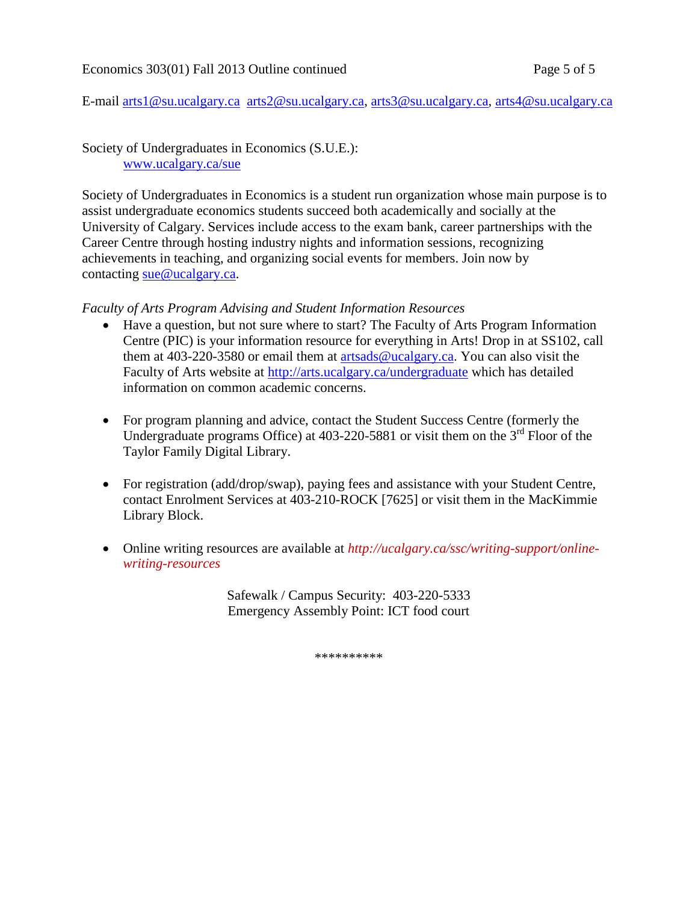E-mail arts1@su.ucalgary.ca arts2@su.ucalgary.ca, arts3@su.ucalgary.ca, arts4@su.ucalgary.ca

Society of Undergraduates in Economics (S.U.E.):
www.ucalgary.ca/sue

Society of Undergraduates in Economics is a student run organization whose main purpose is to assist undergraduate economics students succeed both academically and socially at the University of Calgary. Services include access to the exam bank, career partnerships with the Career Centre through hosting industry nights and information sessions, recognizing achievements in teaching, and organizing social events for members. Join now by contacting sue@ucalgary.ca.

*Faculty of Arts Program Advising and Student Information Resources*

- Have a question, but not sure where to start? The Faculty of Arts Program Information Centre (PIC) is your information resource for everything in Arts! Drop in at SS102, call them at 403-220-3580 or email them at artsads@ucalgary.ca. You can also visit the Faculty of Arts website at http://arts.ucalgary.ca/undergraduate which has detailed information on common academic concerns.

- For program planning and advice, contact the Student Success Centre (formerly the Undergraduate programs Office) at 403-220-5881 or visit them on the 3rd Floor of the Taylor Family Digital Library.

- For registration (add/drop/swap), paying fees and assistance with your Student Centre, contact Enrolment Services at 403-210-ROCK [7625] or visit them in the MacKimmie Library Block.

- Online writing resources are available at *http://ucalgary.ca/ssc/writing-support/online-writing-resources*

Safewalk / Campus Security: 403-220-5333
Emergency Assembly Point: ICT food court

**********